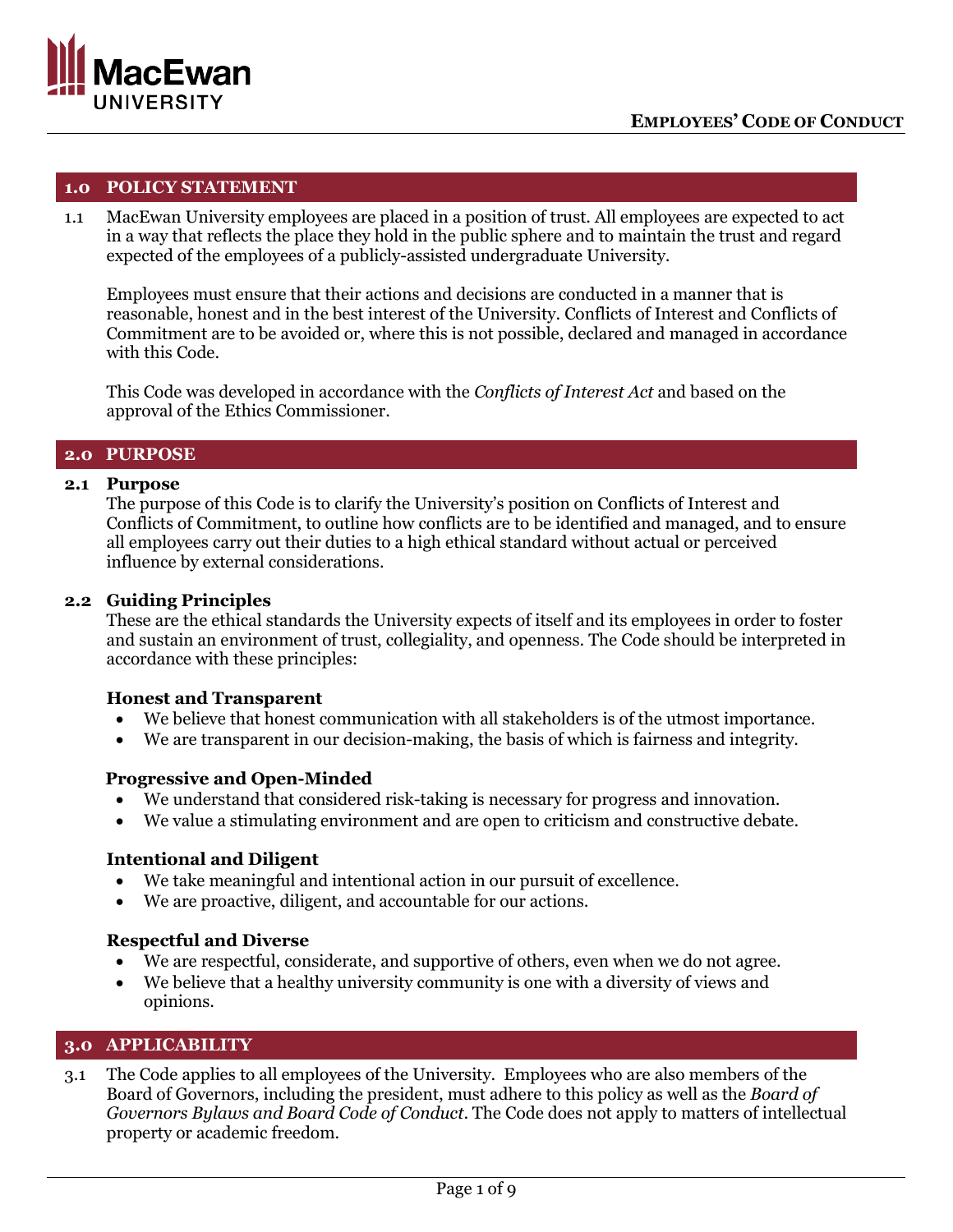# Employees' Code of Conduct

## 1.0 POLICY STATEMENT

1.1 MacEwan University employees are placed in a position of trust. All employees are expected to act in a way that reflects the place they hold in the public sphere and to maintain the trust and regard expected of the employees of a publicly-assisted undergraduate University.

Employees must ensure that their actions and decisions are conducted in a manner that is reasonable, honest and in the best interest of the University. Conflicts of Interest and Conflicts of Commitment are to be avoided or, where this is not possible, declared and managed in accordance with this Code.

This Code was developed in accordance with the *Conflicts of Interest Act* and based on the approval of the Ethics Commissioner.

## 2.0 PURPOSE

### 2.1 Purpose

The purpose of this Code is to clarify the University's position on Conflicts of Interest and Conflicts of Commitment, to outline how conflicts are to be identified and managed, and to ensure all employees carry out their duties to a high ethical standard without actual or perceived influence by external considerations.

### 2.2 Guiding Principles

These are the ethical standards the University expects of itself and its employees in order to foster and sustain an environment of trust, collegiality, and openness. The Code should be interpreted in accordance with these principles:

**Honest and Transparent**

- We believe that honest communication with all stakeholders is of the utmost importance.
- We are transparent in our decision-making, the basis of which is fairness and integrity.

**Progressive and Open-Minded**

- We understand that considered risk-taking is necessary for progress and innovation.
- We value a stimulating environment and are open to criticism and constructive debate.

**Intentional and Diligent**

- We take meaningful and intentional action in our pursuit of excellence.
- We are proactive, diligent, and accountable for our actions.

**Respectful and Diverse**

- We are respectful, considerate, and supportive of others, even when we do not agree.
- We believe that a healthy university community is one with a diversity of views and opinions.

## 3.0 APPLICABILITY

3.1 The Code applies to all employees of the University. Employees who are also members of the Board of Governors, including the president, must adhere to this policy as well as the *Board of Governors Bylaws and Board Code of Conduct*. The Code does not apply to matters of intellectual property or academic freedom.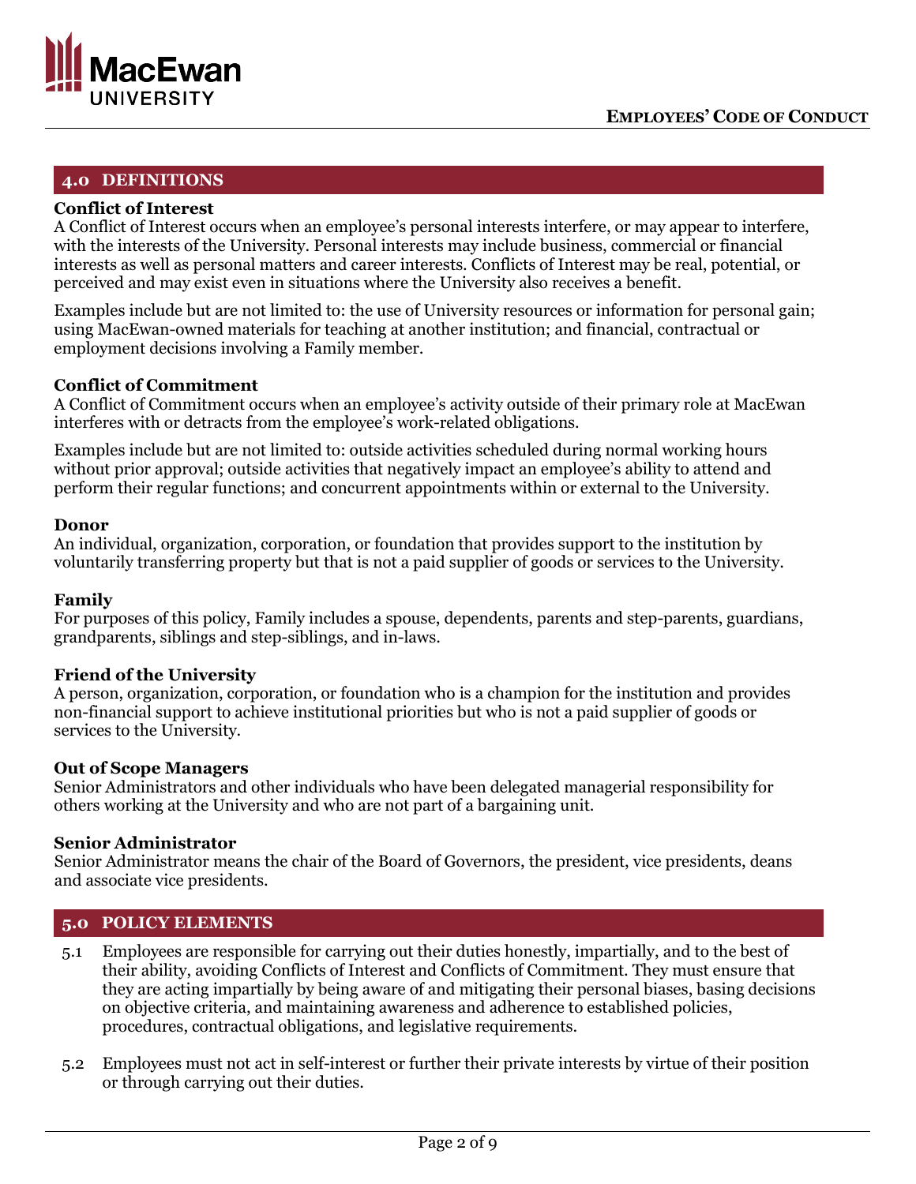## 4.0 DEFINITIONS

**Conflict of Interest**
A Conflict of Interest occurs when an employee's personal interests interfere, or may appear to interfere, with the interests of the University. Personal interests may include business, commercial or financial interests as well as personal matters and career interests. Conflicts of Interest may be real, potential, or perceived and may exist even in situations where the University also receives a benefit.

Examples include but are not limited to: the use of University resources or information for personal gain; using MacEwan-owned materials for teaching at another institution; and financial, contractual or employment decisions involving a Family member.

**Conflict of Commitment**
A Conflict of Commitment occurs when an employee's activity outside of their primary role at MacEwan interferes with or detracts from the employee's work-related obligations.

Examples include but are not limited to: outside activities scheduled during normal working hours without prior approval; outside activities that negatively impact an employee's ability to attend and perform their regular functions; and concurrent appointments within or external to the University.

**Donor**
An individual, organization, corporation, or foundation that provides support to the institution by voluntarily transferring property but that is not a paid supplier of goods or services to the University.

**Family**
For purposes of this policy, Family includes a spouse, dependents, parents and step-parents, guardians, grandparents, siblings and step-siblings, and in-laws.

**Friend of the University**
A person, organization, corporation, or foundation who is a champion for the institution and provides non-financial support to achieve institutional priorities but who is not a paid supplier of goods or services to the University.

**Out of Scope Managers**
Senior Administrators and other individuals who have been delegated managerial responsibility for others working at the University and who are not part of a bargaining unit.

**Senior Administrator**
Senior Administrator means the chair of the Board of Governors, the president, vice presidents, deans and associate vice presidents.

## 5.0 POLICY ELEMENTS

5.1 Employees are responsible for carrying out their duties honestly, impartially, and to the best of their ability, avoiding Conflicts of Interest and Conflicts of Commitment. They must ensure that they are acting impartially by being aware of and mitigating their personal biases, basing decisions on objective criteria, and maintaining awareness and adherence to established policies, procedures, contractual obligations, and legislative requirements.

5.2 Employees must not act in self-interest or further their private interests by virtue of their position or through carrying out their duties.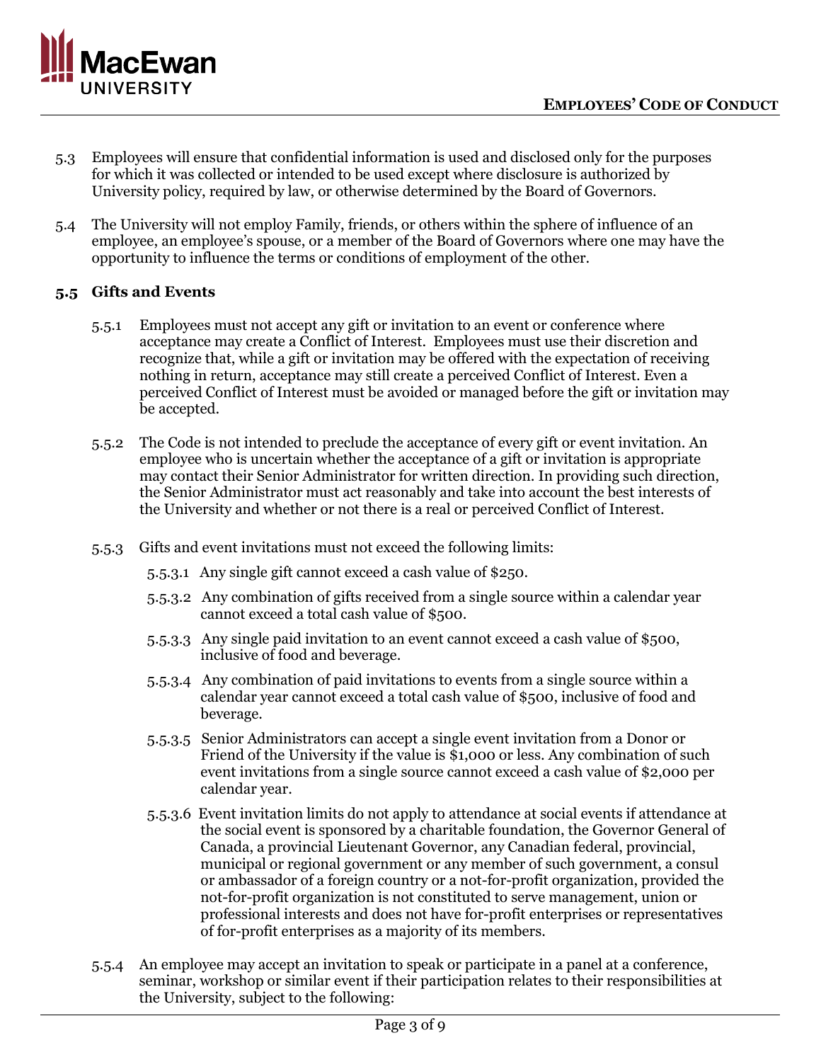5.3 Employees will ensure that confidential information is used and disclosed only for the purposes for which it was collected or intended to be used except where disclosure is authorized by University policy, required by law, or otherwise determined by the Board of Governors.

5.4 The University will not employ Family, friends, or others within the sphere of influence of an employee, an employee's spouse, or a member of the Board of Governors where one may have the opportunity to influence the terms or conditions of employment of the other.

### 5.5 Gifts and Events

5.5.1 Employees must not accept any gift or invitation to an event or conference where acceptance may create a Conflict of Interest. Employees must use their discretion and recognize that, while a gift or invitation may be offered with the expectation of receiving nothing in return, acceptance may still create a perceived Conflict of Interest. Even a perceived Conflict of Interest must be avoided or managed before the gift or invitation may be accepted.

5.5.2 The Code is not intended to preclude the acceptance of every gift or event invitation. An employee who is uncertain whether the acceptance of a gift or invitation is appropriate may contact their Senior Administrator for written direction. In providing such direction, the Senior Administrator must act reasonably and take into account the best interests of the University and whether or not there is a real or perceived Conflict of Interest.

5.5.3 Gifts and event invitations must not exceed the following limits:

5.5.3.1 Any single gift cannot exceed a cash value of $250.

5.5.3.2 Any combination of gifts received from a single source within a calendar year cannot exceed a total cash value of $500.

5.5.3.3 Any single paid invitation to an event cannot exceed a cash value of $500, inclusive of food and beverage.

5.5.3.4 Any combination of paid invitations to events from a single source within a calendar year cannot exceed a total cash value of $500, inclusive of food and beverage.

5.5.3.5 Senior Administrators can accept a single event invitation from a Donor or Friend of the University if the value is $1,000 or less. Any combination of such event invitations from a single source cannot exceed a cash value of $2,000 per calendar year.

5.5.3.6 Event invitation limits do not apply to attendance at social events if attendance at the social event is sponsored by a charitable foundation, the Governor General of Canada, a provincial Lieutenant Governor, any Canadian federal, provincial, municipal or regional government or any member of such government, a consul or ambassador of a foreign country or a not-for-profit organization, provided the not-for-profit organization is not constituted to serve management, union or professional interests and does not have for-profit enterprises or representatives of for-profit enterprises as a majority of its members.

5.5.4 An employee may accept an invitation to speak or participate in a panel at a conference, seminar, workshop or similar event if their participation relates to their responsibilities at the University, subject to the following: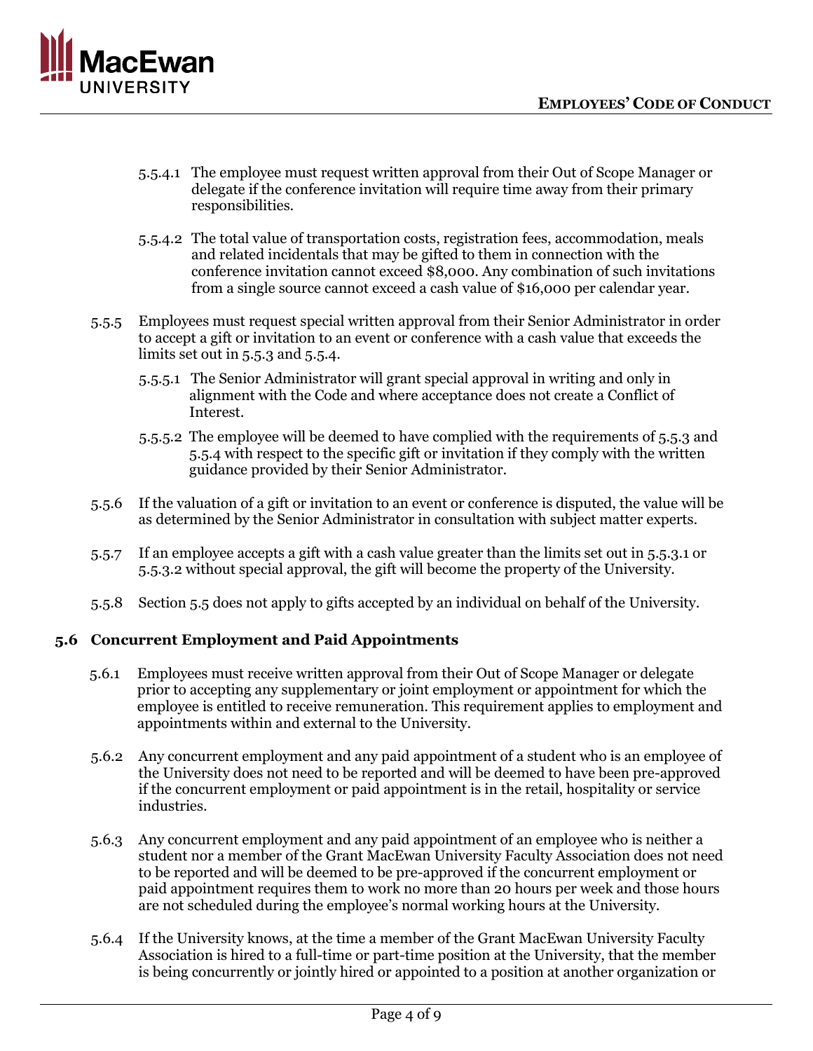5.5.4.1 The employee must request written approval from their Out of Scope Manager or delegate if the conference invitation will require time away from their primary responsibilities.

5.5.4.2 The total value of transportation costs, registration fees, accommodation, meals and related incidentals that may be gifted to them in connection with the conference invitation cannot exceed $8,000. Any combination of such invitations from a single source cannot exceed a cash value of $16,000 per calendar year.

5.5.5 Employees must request special written approval from their Senior Administrator in order to accept a gift or invitation to an event or conference with a cash value that exceeds the limits set out in 5.5.3 and 5.5.4.

5.5.5.1 The Senior Administrator will grant special approval in writing and only in alignment with the Code and where acceptance does not create a Conflict of Interest.

5.5.5.2 The employee will be deemed to have complied with the requirements of 5.5.3 and 5.5.4 with respect to the specific gift or invitation if they comply with the written guidance provided by their Senior Administrator.

5.5.6 If the valuation of a gift or invitation to an event or conference is disputed, the value will be as determined by the Senior Administrator in consultation with subject matter experts.

5.5.7 If an employee accepts a gift with a cash value greater than the limits set out in 5.5.3.1 or 5.5.3.2 without special approval, the gift will become the property of the University.

5.5.8 Section 5.5 does not apply to gifts accepted by an individual on behalf of the University.

### 5.6 Concurrent Employment and Paid Appointments

5.6.1 Employees must receive written approval from their Out of Scope Manager or delegate prior to accepting any supplementary or joint employment or appointment for which the employee is entitled to receive remuneration. This requirement applies to employment and appointments within and external to the University.

5.6.2 Any concurrent employment and any paid appointment of a student who is an employee of the University does not need to be reported and will be deemed to have been pre-approved if the concurrent employment or paid appointment is in the retail, hospitality or service industries.

5.6.3 Any concurrent employment and any paid appointment of an employee who is neither a student nor a member of the Grant MacEwan University Faculty Association does not need to be reported and will be deemed to be pre-approved if the concurrent employment or paid appointment requires them to work no more than 20 hours per week and those hours are not scheduled during the employee's normal working hours at the University.

5.6.4 If the University knows, at the time a member of the Grant MacEwan University Faculty Association is hired to a full-time or part-time position at the University, that the member is being concurrently or jointly hired or appointed to a position at another organization or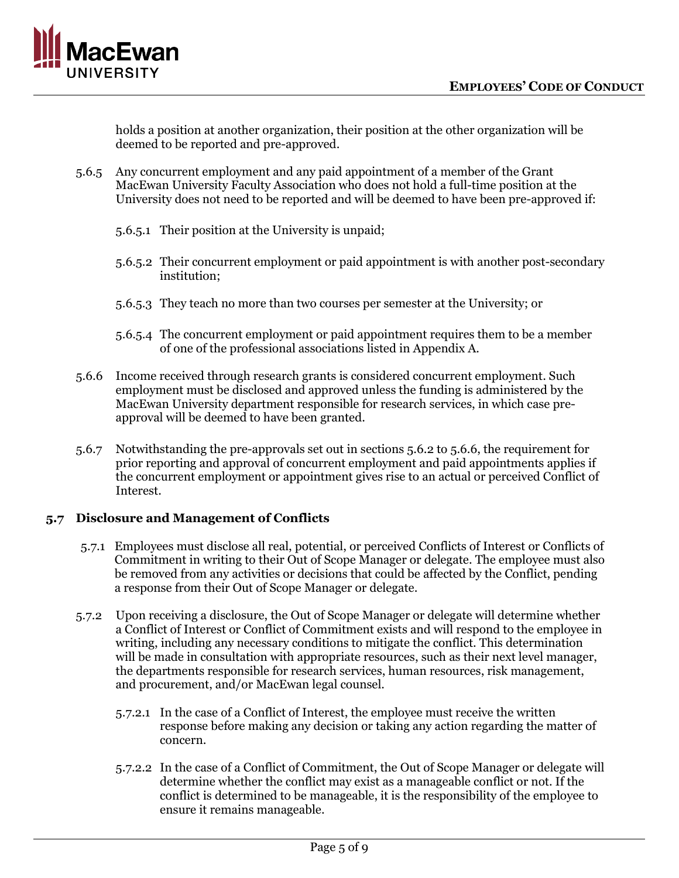holds a position at another organization, their position at the other organization will be deemed to be reported and pre-approved.

5.6.5 Any concurrent employment and any paid appointment of a member of the Grant MacEwan University Faculty Association who does not hold a full-time position at the University does not need to be reported and will be deemed to have been pre-approved if:

5.6.5.1 Their position at the University is unpaid;

5.6.5.2 Their concurrent employment or paid appointment is with another post-secondary institution;

5.6.5.3 They teach no more than two courses per semester at the University; or

5.6.5.4 The concurrent employment or paid appointment requires them to be a member of one of the professional associations listed in Appendix A.

5.6.6 Income received through research grants is considered concurrent employment. Such employment must be disclosed and approved unless the funding is administered by the MacEwan University department responsible for research services, in which case pre-approval will be deemed to have been granted.

5.6.7 Notwithstanding the pre-approvals set out in sections 5.6.2 to 5.6.6, the requirement for prior reporting and approval of concurrent employment and paid appointments applies if the concurrent employment or appointment gives rise to an actual or perceived Conflict of Interest.

### 5.7 Disclosure and Management of Conflicts

5.7.1 Employees must disclose all real, potential, or perceived Conflicts of Interest or Conflicts of Commitment in writing to their Out of Scope Manager or delegate. The employee must also be removed from any activities or decisions that could be affected by the Conflict, pending a response from their Out of Scope Manager or delegate.

5.7.2 Upon receiving a disclosure, the Out of Scope Manager or delegate will determine whether a Conflict of Interest or Conflict of Commitment exists and will respond to the employee in writing, including any necessary conditions to mitigate the conflict. This determination will be made in consultation with appropriate resources, such as their next level manager, the departments responsible for research services, human resources, risk management, and procurement, and/or MacEwan legal counsel.

5.7.2.1 In the case of a Conflict of Interest, the employee must receive the written response before making any decision or taking any action regarding the matter of concern.

5.7.2.2 In the case of a Conflict of Commitment, the Out of Scope Manager or delegate will determine whether the conflict may exist as a manageable conflict or not. If the conflict is determined to be manageable, it is the responsibility of the employee to ensure it remains manageable.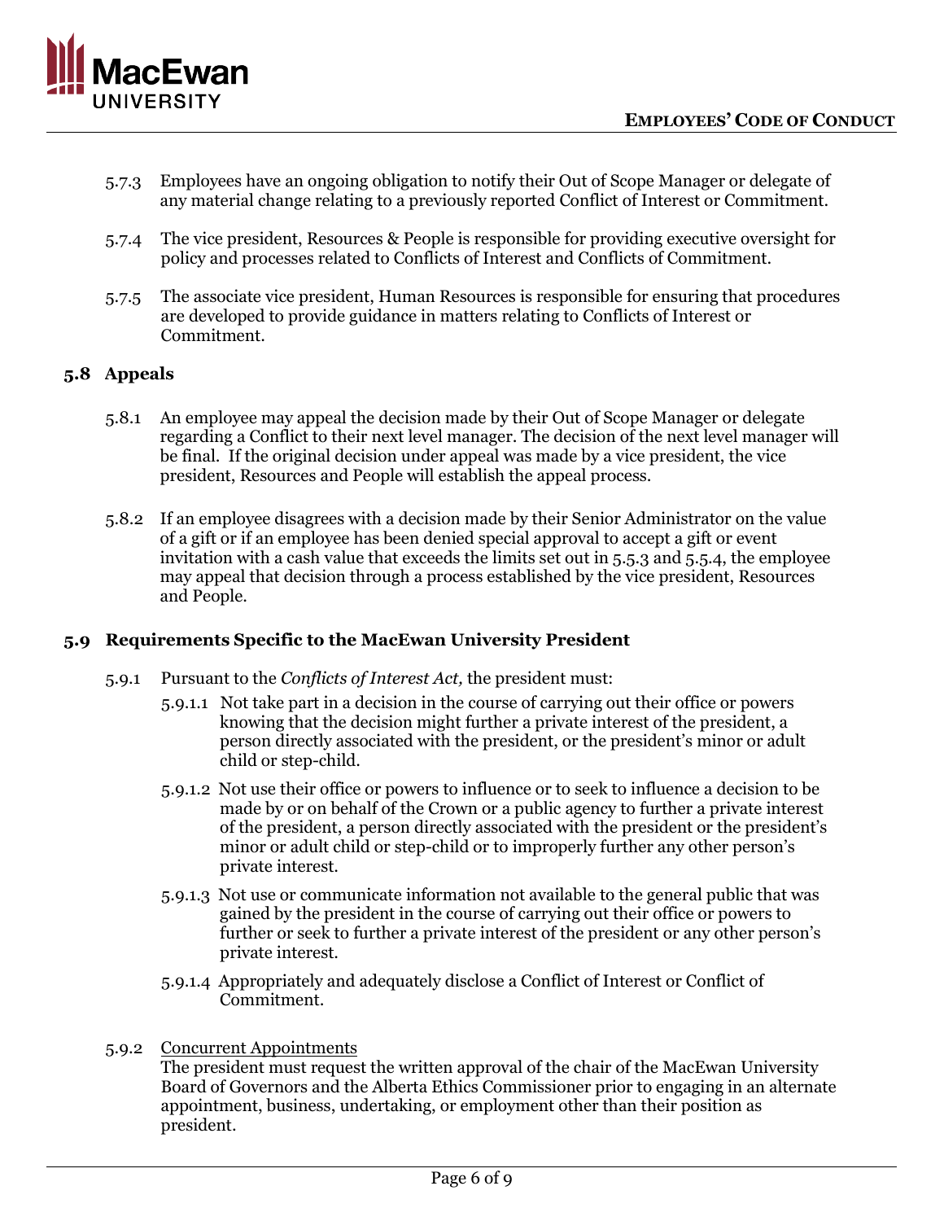5.7.3 Employees have an ongoing obligation to notify their Out of Scope Manager or delegate of any material change relating to a previously reported Conflict of Interest or Commitment.

5.7.4 The vice president, Resources & People is responsible for providing executive oversight for policy and processes related to Conflicts of Interest and Conflicts of Commitment.

5.7.5 The associate vice president, Human Resources is responsible for ensuring that procedures are developed to provide guidance in matters relating to Conflicts of Interest or Commitment.

## 5.8 Appeals

5.8.1 An employee may appeal the decision made by their Out of Scope Manager or delegate regarding a Conflict to their next level manager. The decision of the next level manager will be final. If the original decision under appeal was made by a vice president, the vice president, Resources and People will establish the appeal process.

5.8.2 If an employee disagrees with a decision made by their Senior Administrator on the value of a gift or if an employee has been denied special approval to accept a gift or event invitation with a cash value that exceeds the limits set out in 5.5.3 and 5.5.4, the employee may appeal that decision through a process established by the vice president, Resources and People.

## 5.9 Requirements Specific to the MacEwan University President

5.9.1 Pursuant to the *Conflicts of Interest Act,* the president must:

5.9.1.1 Not take part in a decision in the course of carrying out their office or powers knowing that the decision might further a private interest of the president, a person directly associated with the president, or the president's minor or adult child or step-child.

5.9.1.2 Not use their office or powers to influence or to seek to influence a decision to be made by or on behalf of the Crown or a public agency to further a private interest of the president, a person directly associated with the president or the president's minor or adult child or step-child or to improperly further any other person's private interest.

5.9.1.3 Not use or communicate information not available to the general public that was gained by the president in the course of carrying out their office or powers to further or seek to further a private interest of the president or any other person's private interest.

5.9.1.4 Appropriately and adequately disclose a Conflict of Interest or Conflict of Commitment.

5.9.2 <u>Concurrent Appointments</u>
The president must request the written approval of the chair of the MacEwan University Board of Governors and the Alberta Ethics Commissioner prior to engaging in an alternate appointment, business, undertaking, or employment other than their position as president.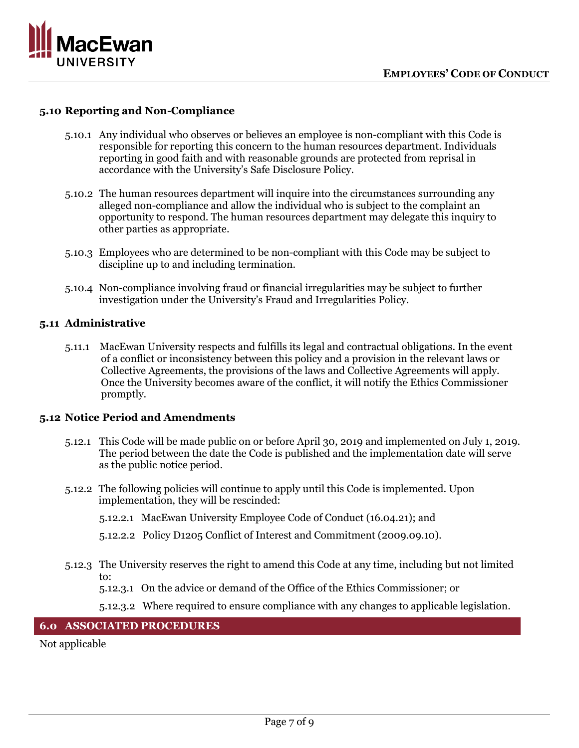### 5.10 Reporting and Non-Compliance

5.10.1 Any individual who observes or believes an employee is non-compliant with this Code is responsible for reporting this concern to the human resources department. Individuals reporting in good faith and with reasonable grounds are protected from reprisal in accordance with the University's Safe Disclosure Policy.

5.10.2 The human resources department will inquire into the circumstances surrounding any alleged non-compliance and allow the individual who is subject to the complaint an opportunity to respond. The human resources department may delegate this inquiry to other parties as appropriate.

5.10.3 Employees who are determined to be non-compliant with this Code may be subject to discipline up to and including termination.

5.10.4 Non-compliance involving fraud or financial irregularities may be subject to further investigation under the University's Fraud and Irregularities Policy.

### 5.11 Administrative

5.11.1 MacEwan University respects and fulfills its legal and contractual obligations. In the event of a conflict or inconsistency between this policy and a provision in the relevant laws or Collective Agreements, the provisions of the laws and Collective Agreements will apply. Once the University becomes aware of the conflict, it will notify the Ethics Commissioner promptly.

### 5.12 Notice Period and Amendments

5.12.1 This Code will be made public on or before April 30, 2019 and implemented on July 1, 2019. The period between the date the Code is published and the implementation date will serve as the public notice period.

5.12.2 The following policies will continue to apply until this Code is implemented. Upon implementation, they will be rescinded:

5.12.2.1 MacEwan University Employee Code of Conduct (16.04.21); and

5.12.2.2 Policy D1205 Conflict of Interest and Commitment (2009.09.10).

5.12.3 The University reserves the right to amend this Code at any time, including but not limited to:

5.12.3.1 On the advice or demand of the Office of the Ethics Commissioner; or

5.12.3.2 Where required to ensure compliance with any changes to applicable legislation.

## 6.0 ASSOCIATED PROCEDURES

Not applicable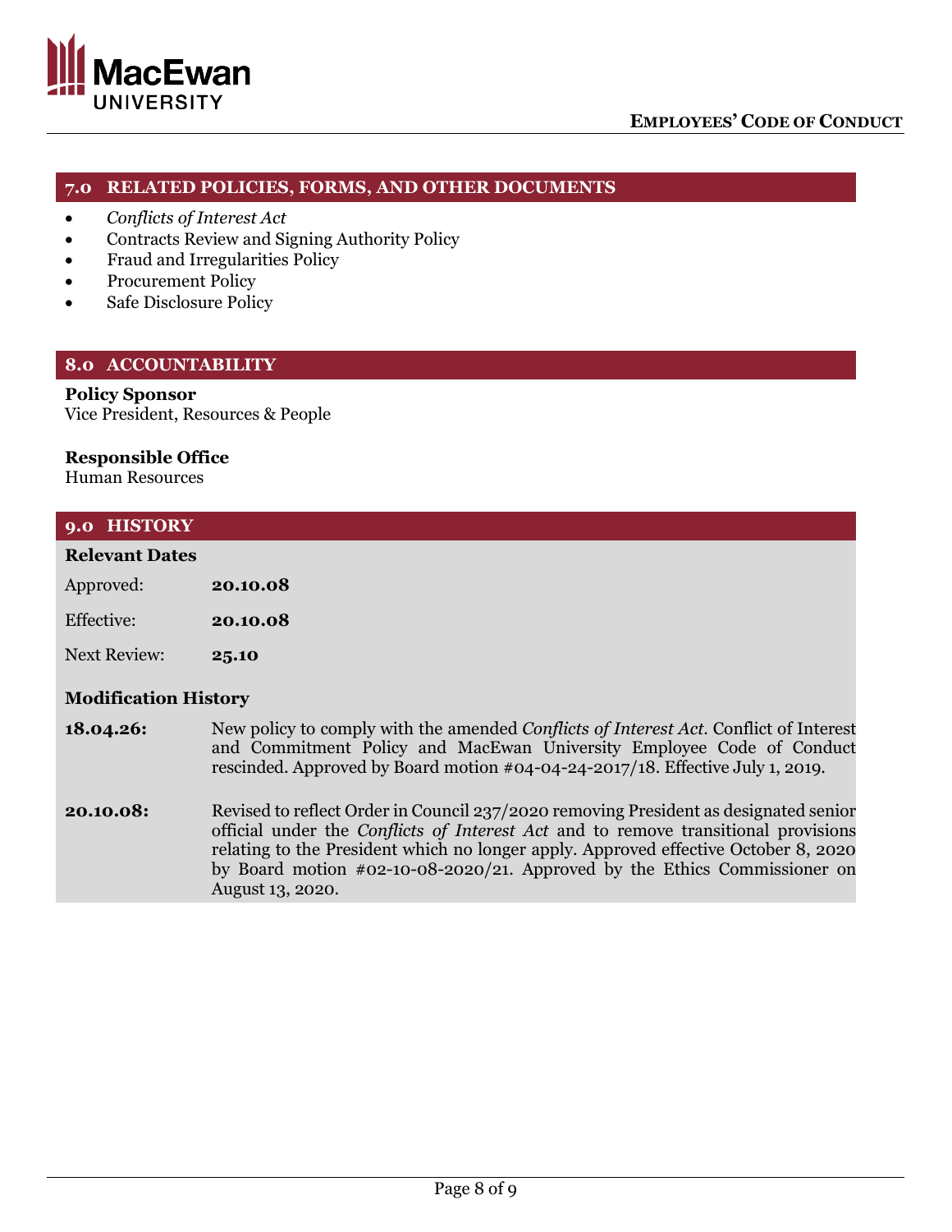## 7.0 RELATED POLICIES, FORMS, AND OTHER DOCUMENTS

- *Conflicts of Interest Act*
- Contracts Review and Signing Authority Policy
- Fraud and Irregularities Policy
- Procurement Policy
- Safe Disclosure Policy

## 8.0 ACCOUNTABILITY

**Policy Sponsor**
Vice President, Resources & People

**Responsible Office**
Human Resources

## 9.0 HISTORY

**Relevant Dates**

| | |
|---|---|
| Approved: | **20.10.08** |
| Effective: | **20.10.08** |
| Next Review: | **25.10** |

**Modification History**

| | |
|---|---|
| **18.04.26:** | New policy to comply with the amended *Conflicts of Interest Act*. Conflict of Interest and Commitment Policy and MacEwan University Employee Code of Conduct rescinded. Approved by Board motion #04-04-24-2017/18. Effective July 1, 2019. |
| **20.10.08:** | Revised to reflect Order in Council 237/2020 removing President as designated senior official under the *Conflicts of Interest Act* and to remove transitional provisions relating to the President which no longer apply. Approved effective October 8, 2020 by Board motion #02-10-08-2020/21. Approved by the Ethics Commissioner on August 13, 2020. |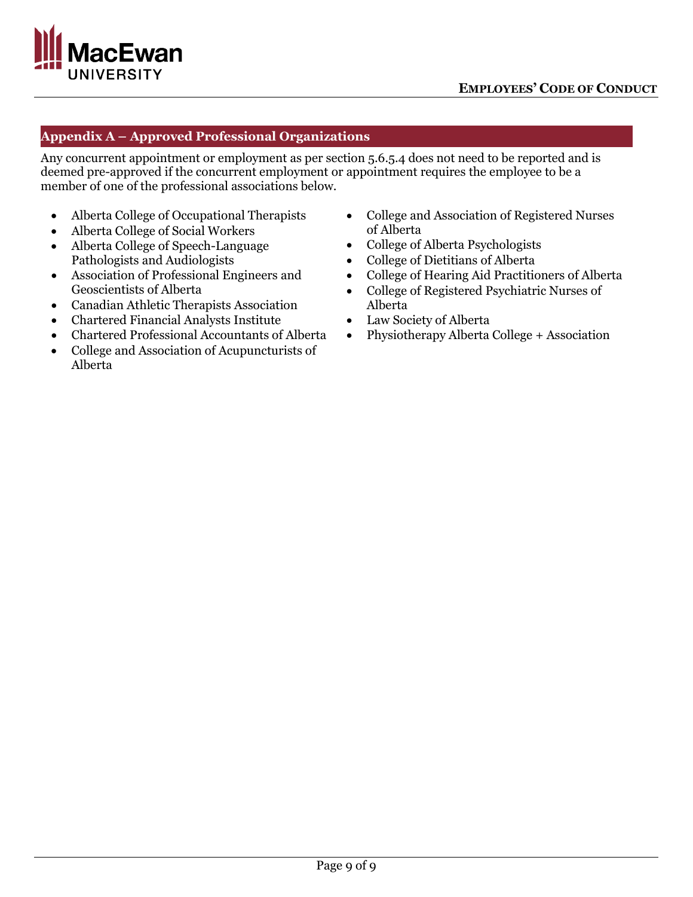## Appendix A – Approved Professional Organizations

Any concurrent appointment or employment as per section 5.6.5.4 does not need to be reported and is deemed pre-approved if the concurrent employment or appointment requires the employee to be a member of one of the professional associations below.

- Alberta College of Occupational Therapists
- Alberta College of Social Workers
- Alberta College of Speech-Language Pathologists and Audiologists
- Association of Professional Engineers and Geoscientists of Alberta
- Canadian Athletic Therapists Association
- Chartered Financial Analysts Institute
- Chartered Professional Accountants of Alberta
- College and Association of Acupuncturists of Alberta
- College and Association of Registered Nurses of Alberta
- College of Alberta Psychologists
- College of Dietitians of Alberta
- College of Hearing Aid Practitioners of Alberta
- College of Registered Psychiatric Nurses of Alberta
- Law Society of Alberta
- Physiotherapy Alberta College + Association